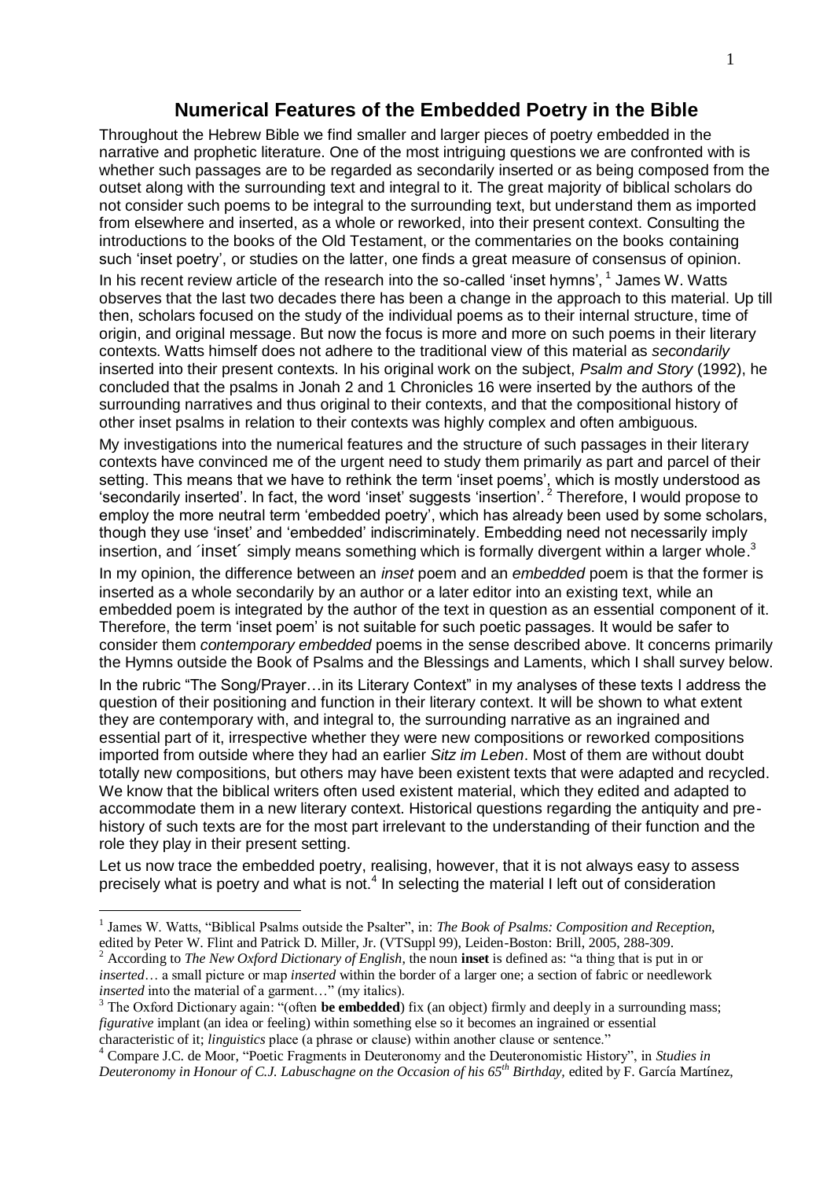# Numerical Features of the Embedded Poetry in the Bible

Throughout the Hebrew Bible we find smaller and larger pieces of poetry embedded in the narrative and prophetic literature. One of the most intriguing questions we are confronted with is whether such passages are to be regarded as secondarily inserted or as being composed from the outset along with the surrounding text and integral to it. The great majority of biblical scholars do not consider such poems to be integral to the surrounding text, but understand them as imported from elsewhere and inserted, as a whole or reworked, into their present context. Consulting the introductions to the books of the Old Testament, or the commentaries on the books containing such 'inset poetry', or studies on the latter, one finds a great measure of consensus of opinion.

In his recent review article of the research into the so-called 'inset hymns', [1] James W. Watts observes that the last two decades there has been a change in the approach to this material. Up till then, scholars focused on the study of the individual poems as to their internal structure, time of origin, and original message. But now the focus is more and more on such poems in their literary contexts. Watts himself does not adhere to the traditional view of this material as *secondarily* inserted into their present contexts. In his original work on the subject, *Psalm and Story* (1992), he concluded that the psalms in Jonah 2 and 1 Chronicles 16 were inserted by the authors of the surrounding narratives and thus original to their contexts, and that the compositional history of other inset psalms in relation to their contexts was highly complex and often ambiguous.

My investigations into the numerical features and the structure of such passages in their literary contexts have convinced me of the urgent need to study them primarily as part and parcel of their setting. This means that we have to rethink the term 'inset poems', which is mostly understood as 'secondarily inserted'. In fact, the word 'inset' suggests 'insertion'. [2] Therefore, I would propose to employ the more neutral term 'embedded poetry', which has already been used by some scholars, though they use 'inset' and 'embedded' indiscriminately. Embedding need not necessarily imply insertion, and ´inset´ simply means something which is formally divergent within a larger whole.[3]

In my opinion, the difference between an *inset* poem and an *embedded* poem is that the former is inserted as a whole secondarily by an author or a later editor into an existing text, while an embedded poem is integrated by the author of the text in question as an essential component of it. Therefore, the term 'inset poem' is not suitable for such poetic passages. It would be safer to consider them *contemporary embedded* poems in the sense described above. It concerns primarily the Hymns outside the Book of Psalms and the Blessings and Laments, which I shall survey below.

In the rubric "The Song/Prayer…in its Literary Context" in my analyses of these texts I address the question of their positioning and function in their literary context. It will be shown to what extent they are contemporary with, and integral to, the surrounding narrative as an ingrained and essential part of it, irrespective whether they were new compositions or reworked compositions imported from outside where they had an earlier *Sitz im Leben*. Most of them are without doubt totally new compositions, but others may have been existent texts that were adapted and recycled. We know that the biblical writers often used existent material, which they edited and adapted to accommodate them in a new literary context. Historical questions regarding the antiquity and pre-history of such texts are for the most part irrelevant to the understanding of their function and the role they play in their present setting.

Let us now trace the embedded poetry, realising, however, that it is not always easy to assess precisely what is poetry and what is not.[4] In selecting the material I left out of consideration

---

[1] James W. Watts, "Biblical Psalms outside the Psalter", in: *The Book of Psalms: Composition and Reception,* edited by Peter W. Flint and Patrick D. Miller, Jr. (VTSuppl 99), Leiden-Boston: Brill, 2005, 288-309.

[2] According to *The New Oxford Dictionary of English*, the noun **inset** is defined as: "a thing that is put in or *inserted*… a small picture or map *inserted* within the border of a larger one; a section of fabric or needlework *inserted* into the material of a garment…" (my italics).

[3] The Oxford Dictionary again: "(often **be embedded**) fix (an object) firmly and deeply in a surrounding mass; *figurative* implant (an idea or feeling) within something else so it becomes an ingrained or essential characteristic of it; *linguistics* place (a phrase or clause) within another clause or sentence."

[4] Compare J.C. de Moor, "Poetic Fragments in Deuteronomy and the Deuteronomistic History", in *Studies in Deuteronomy in Honour of C.J. Labuschagne on the Occasion of his 65th Birthday,* edited by F. García Martínez,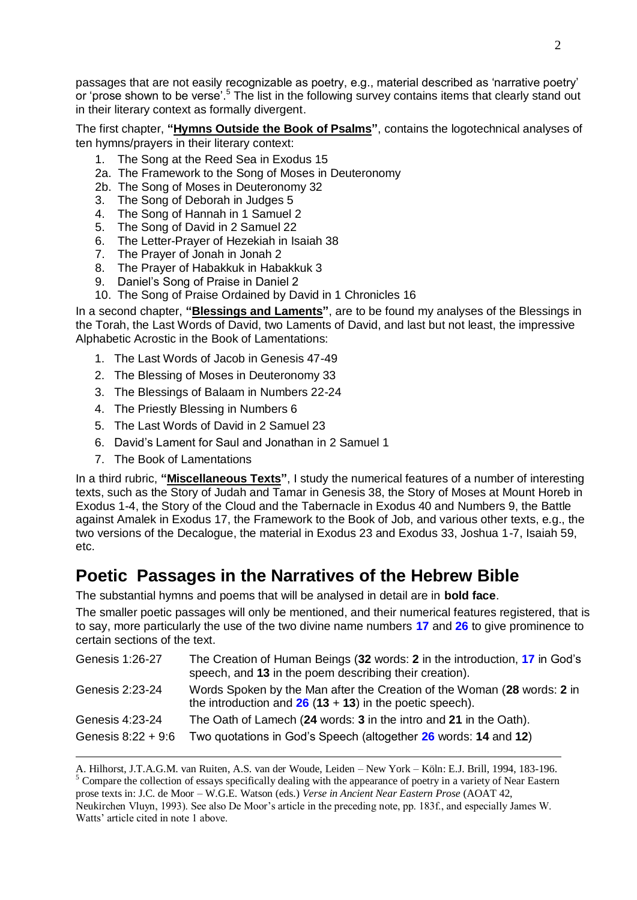passages that are not easily recognizable as poetry, e.g., material described as 'narrative poetry' or 'prose shown to be verse'.[5] The list in the following survey contains items that clearly stand out in their literary context as formally divergent.

The first chapter, **"Hymns Outside the Book of Psalms"**, contains the logotechnical analyses of ten hymns/prayers in their literary context:

1. The Song at the Reed Sea in Exodus 15
2a. The Framework to the Song of Moses in Deuteronomy
2b. The Song of Moses in Deuteronomy 32
3. The Song of Deborah in Judges 5
4. The Song of Hannah in 1 Samuel 2
5. The Song of David in 2 Samuel 22
6. The Letter-Prayer of Hezekiah in Isaiah 38
7. The Prayer of Jonah in Jonah 2
8. The Prayer of Habakkuk in Habakkuk 3
9. Daniel's Song of Praise in Daniel 2
10. The Song of Praise Ordained by David in 1 Chronicles 16

In a second chapter, **"Blessings and Laments"**, are to be found my analyses of the Blessings in the Torah, the Last Words of David, two Laments of David, and last but not least, the impressive Alphabetic Acrostic in the Book of Lamentations:

1. The Last Words of Jacob in Genesis 47-49
2. The Blessing of Moses in Deuteronomy 33
3. The Blessings of Balaam in Numbers 22-24
4. The Priestly Blessing in Numbers 6
5. The Last Words of David in 2 Samuel 23
6. David's Lament for Saul and Jonathan in 2 Samuel 1
7. The Book of Lamentations

In a third rubric, **"Miscellaneous Texts"**, I study the numerical features of a number of interesting texts, such as the Story of Judah and Tamar in Genesis 38, the Story of Moses at Mount Horeb in Exodus 1-4, the Story of the Cloud and the Tabernacle in Exodus 40 and Numbers 9, the Battle against Amalek in Exodus 17, the Framework to the Book of Job, and various other texts, e.g., the two versions of the Decalogue, the material in Exodus 23 and Exodus 33, Joshua 1-7, Isaiah 59, etc.

# Poetic Passages in the Narratives of the Hebrew Bible

The substantial hymns and poems that will be analysed in detail are in **bold face**.

The smaller poetic passages will only be mentioned, and their numerical features registered, that is to say, more particularly the use of the two divine name numbers **17** and **26** to give prominence to certain sections of the text.

| | |
|---|---|
| Genesis 1:26-27 | The Creation of Human Beings (**32** words: **2** in the introduction, **17** in God's speech, and **13** in the poem describing their creation). |
| Genesis 2:23-24 | Words Spoken by the Man after the Creation of the Woman (**28** words: **2** in the introduction and **26** (**13** + **13**) in the poetic speech). |
| Genesis 4:23-24 | The Oath of Lamech (**24** words: **3** in the intro and **21** in the Oath). |
| Genesis 8:22 + 9:6 | Two quotations in God's Speech (altogether **26** words: **14** and **12**) |

---

A. Hilhorst, J.T.A.G.M. van Ruiten, A.S. van der Woude, Leiden – New York – Köln: E.J. Brill, 1994, 183-196.

[5] Compare the collection of essays specifically dealing with the appearance of poetry in a variety of Near Eastern prose texts in: J.C. de Moor – W.G.E. Watson (eds.) *Verse in Ancient Near Eastern Prose* (AOAT 42, Neukirchen Vluyn, 1993). See also De Moor's article in the preceding note, pp. 183f., and especially James W. Watts' article cited in note 1 above.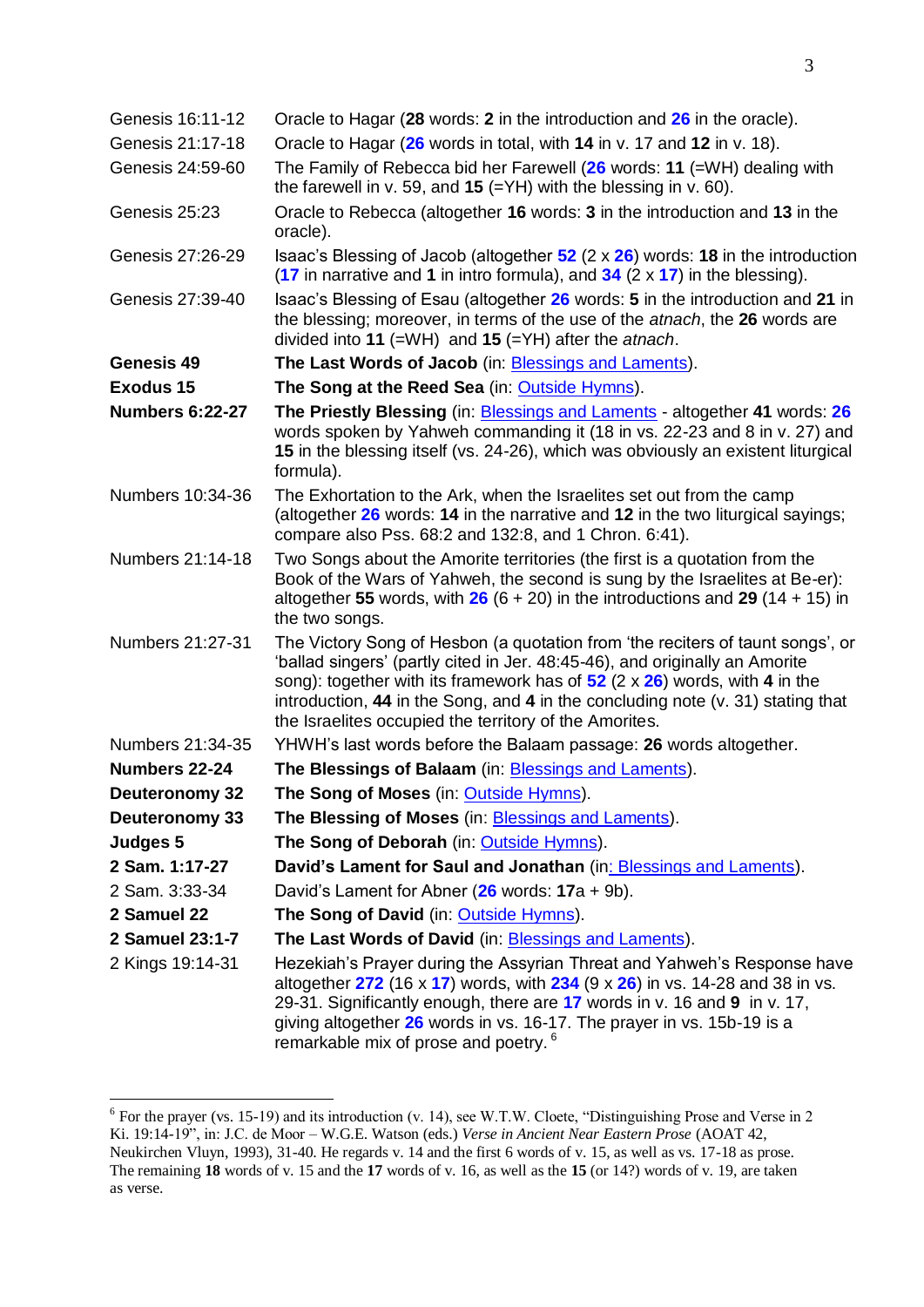| | |
|---|---|
| Genesis 16:11-12 | Oracle to Hagar (**28** words: **2** in the introduction and **26** in the oracle). |
| Genesis 21:17-18 | Oracle to Hagar (**26** words in total, with **14** in v. 17 and **12** in v. 18). |
| Genesis 24:59-60 | The Family of Rebecca bid her Farewell (**26** words: **11** (=WH) dealing with the farewell in v. 59, and **15** (=YH) with the blessing in v. 60). |
| Genesis 25:23 | Oracle to Rebecca (altogether **16** words: **3** in the introduction and **13** in the oracle). |
| Genesis 27:26-29 | Isaac's Blessing of Jacob (altogether **52** (2 x **26**) words: **18** in the introduction (**17** in narrative and **1** in intro formula), and **34** (2 x **17**) in the blessing). |
| Genesis 27:39-40 | Isaac's Blessing of Esau (altogether **26** words: **5** in the introduction and **21** in the blessing; moreover, in terms of the use of the *atnach*, the **26** words are divided into **11** (=WH) and **15** (=YH) after the *atnach*. |
| **Genesis 49** | **The Last Words of Jacob** (in: Blessings and Laments). |
| **Exodus 15** | **The Song at the Reed Sea** (in: Outside Hymns). |
| **Numbers 6:22-27** | **The Priestly Blessing** (in: Blessings and Laments - altogether **41** words: **26** words spoken by Yahweh commanding it (18 in vs. 22-23 and 8 in v. 27) and **15** in the blessing itself (vs. 24-26), which was obviously an existent liturgical formula). |
| Numbers 10:34-36 | The Exhortation to the Ark, when the Israelites set out from the camp (altogether **26** words: **14** in the narrative and **12** in the two liturgical sayings; compare also Pss. 68:2 and 132:8, and 1 Chron. 6:41). |
| Numbers 21:14-18 | Two Songs about the Amorite territories (the first is a quotation from the Book of the Wars of Yahweh, the second is sung by the Israelites at Be-er): altogether **55** words, with **26** (6 + 20) in the introductions and **29** (14 + 15) in the two songs. |
| Numbers 21:27-31 | The Victory Song of Hesbon (a quotation from 'the reciters of taunt songs', or 'ballad singers' (partly cited in Jer. 48:45-46), and originally an Amorite song): together with its framework has of **52** (2 x **26**) words, with **4** in the introduction, **44** in the Song, and **4** in the concluding note (v. 31) stating that the Israelites occupied the territory of the Amorites. |
| Numbers 21:34-35 | YHWH's last words before the Balaam passage: **26** words altogether. |
| **Numbers 22-24** | **The Blessings of Balaam** (in: Blessings and Laments). |
| **Deuteronomy 32** | **The Song of Moses** (in: Outside Hymns). |
| **Deuteronomy 33** | **The Blessing of Moses** (in: Blessings and Laments). |
| **Judges 5** | **The Song of Deborah** (in: Outside Hymns). |
| **2 Sam. 1:17-27** | **David's Lament for Saul and Jonathan** (in: Blessings and Laments). |
| 2 Sam. 3:33-34 | David's Lament for Abner (**26** words: **17**a + 9b). |
| **2 Samuel 22** | **The Song of David** (in: Outside Hymns). |
| **2 Samuel 23:1-7** | **The Last Words of David** (in: Blessings and Laments). |
| 2 Kings 19:14-31 | Hezekiah's Prayer during the Assyrian Threat and Yahweh's Response have altogether **272** (16 x **17**) words, with **234** (9 x **26**) in vs. 14-28 and 38 in vs. 29-31. Significantly enough, there are **17** words in v. 16 and **9** in v. 17, giving altogether **26** words in vs. 16-17. The prayer in vs. 15b-19 is a remarkable mix of prose and poetry. [6] |

[6] For the prayer (vs. 15-19) and its introduction (v. 14), see W.T.W. Cloete, "Distinguishing Prose and Verse in 2 Ki. 19:14-19", in: J.C. de Moor – W.G.E. Watson (eds.) *Verse in Ancient Near Eastern Prose* (AOAT 42, Neukirchen Vluyn, 1993), 31-40. He regards v. 14 and the first 6 words of v. 15, as well as vs. 17-18 as prose. The remaining **18** words of v. 15 and the **17** words of v. 16, as well as the **15** (or 14?) words of v. 19, are taken as verse.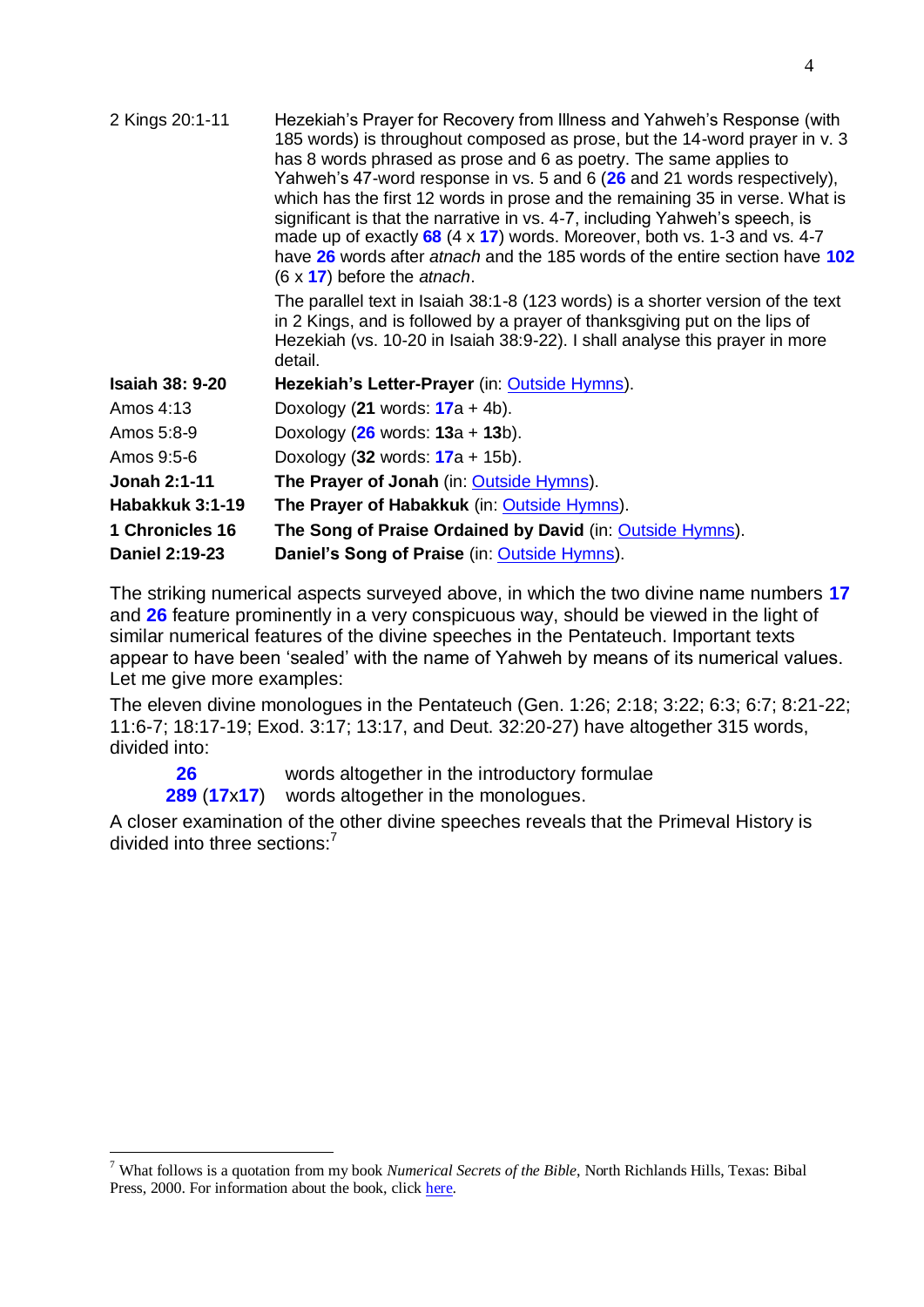| | |
|---|---|
| 2 Kings 20:1-11 | Hezekiah's Prayer for Recovery from Illness and Yahweh's Response (with 185 words) is throughout composed as prose, but the 14-word prayer in v. 3 has 8 words phrased as prose and 6 as poetry. The same applies to Yahweh's 47-word response in vs. 5 and 6 (**26** and 21 words respectively), which has the first 12 words in prose and the remaining 35 in verse. What is significant is that the narrative in vs. 4-7, including Yahweh's speech, is made up of exactly **68** (4 x **17**) words. Moreover, both vs. 1-3 and vs. 4-7 have **26** words after *atnach* and the 185 words of the entire section have **102** (6 x **17**) before the *atnach*.<br><br>The parallel text in Isaiah 38:1-8 (123 words) is a shorter version of the text in 2 Kings, and is followed by a prayer of thanksgiving put on the lips of Hezekiah (vs. 10-20 in Isaiah 38:9-22). I shall analyse this prayer in more detail. |
| **Isaiah 38: 9-20** | **Hezekiah's Letter-Prayer** (in: Outside Hymns). |
| Amos 4:13 | Doxology (**21** words: **17**a + 4b). |
| Amos 5:8-9 | Doxology (**26** words: **13**a + **13**b). |
| Amos 9:5-6 | Doxology (**32** words: **17**a + 15b). |
| **Jonah 2:1-11** | **The Prayer of Jonah** (in: Outside Hymns). |
| **Habakkuk 3:1-19** | **The Prayer of Habakkuk** (in: Outside Hymns). |
| **1 Chronicles 16** | **The Song of Praise Ordained by David** (in: Outside Hymns). |
| **Daniel 2:19-23** | **Daniel's Song of Praise** (in: Outside Hymns). |

The striking numerical aspects surveyed above, in which the two divine name numbers **17** and **26** feature prominently in a very conspicuous way, should be viewed in the light of similar numerical features of the divine speeches in the Pentateuch. Important texts appear to have been 'sealed' with the name of Yahweh by means of its numerical values. Let me give more examples:

The eleven divine monologues in the Pentateuch (Gen. 1:26; 2:18; 3:22; 6:3; 6:7; 8:21-22; 11:6-7; 18:17-19; Exod. 3:17; 13:17, and Deut. 32:20-27) have altogether 315 words, divided into:

- **26** words altogether in the introductory formulae
- **289** (**17**x**17**) words altogether in the monologues.

A closer examination of the other divine speeches reveals that the Primeval History is divided into three sections:[7]

---

[7] What follows is a quotation from my book *Numerical Secrets of the Bible*, North Richlands Hills, Texas: Bibal Press, 2000. For information about the book, click here.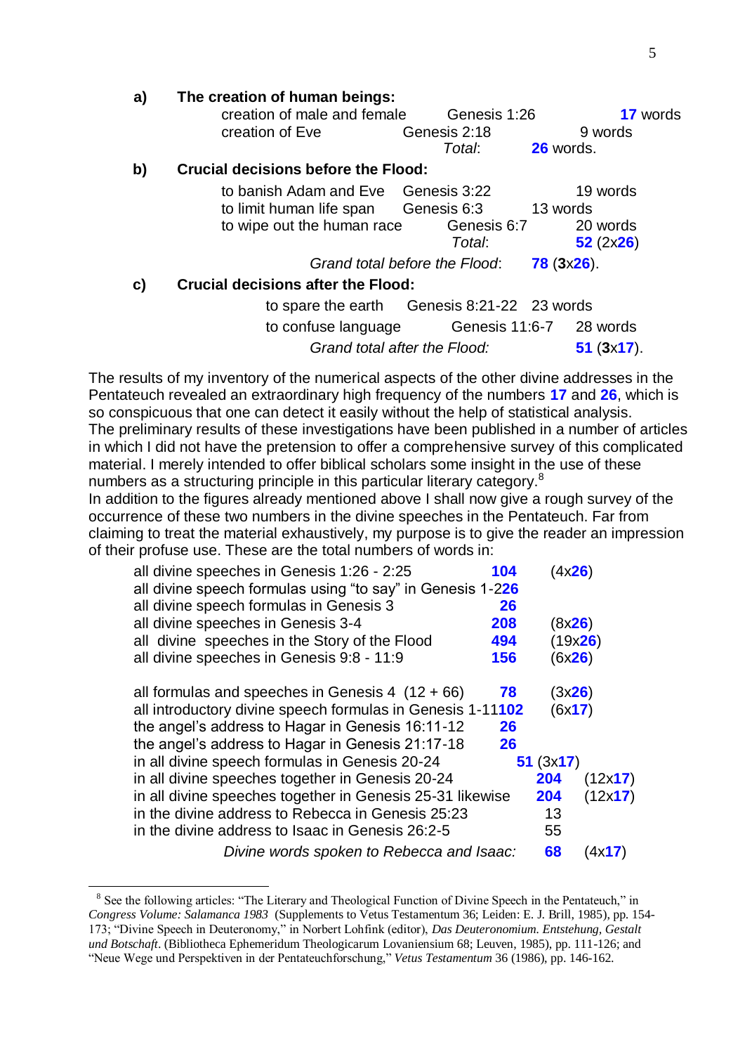**a) The creation of human beings:**

| | | |
|---|---|---|
| creation of male and female | Genesis 1:26 | **17** words |
| creation of Eve | Genesis 2:18 | 9 words |
| | *Total*: | **26** words. |

**b) Crucial decisions before the Flood:**

| | | |
|---|---|---|
| to banish Adam and Eve | Genesis 3:22 | 19 words |
| to limit human life span | Genesis 6:3 | 13 words |
| to wipe out the human race | Genesis 6:7 | 20 words |
| | *Total*: | **52** (2x**26**) |
| | *Grand total before the Flood*: | **78** (**3**x**26**). |

**c) Crucial decisions after the Flood:**

| | | |
|---|---|---|
| to spare the earth | Genesis 8:21-22 | 23 words |
| to confuse language | Genesis 11:6-7 | 28 words |
| | *Grand total after the Flood:* | **51** (**3**x**17**). |

The results of my inventory of the numerical aspects of the other divine addresses in the Pentateuch revealed an extraordinary high frequency of the numbers **17** and **26**, which is so conspicuous that one can detect it easily without the help of statistical analysis.
The preliminary results of these investigations have been published in a number of articles in which I did not have the pretension to offer a comprehensive survey of this complicated material. I merely intended to offer biblical scholars some insight in the use of these numbers as a structuring principle in this particular literary category.[8]
In addition to the figures already mentioned above I shall now give a rough survey of the occurrence of these two numbers in the divine speeches in the Pentateuch. Far from claiming to treat the material exhaustively, my purpose is to give the reader an impression of their profuse use. These are the total numbers of words in:

| | | |
|---|---|---|
| all divine speeches in Genesis 1:26 - 2:25 | **104** | (4x**26**) |
| all divine speech formulas using "to say" in Genesis 1-2 | **26** | |
| all divine speech formulas in Genesis 3 | **26** | |
| all divine speeches in Genesis 3-4 | **208** | (8x**26**) |
| all divine speeches in the Story of the Flood | **494** | (19x**26**) |
| all divine speeches in Genesis 9:8 - 11:9 | **156** | (6x**26**) |
| all formulas and speeches in Genesis 4 (12 + 66) | **78** | (3x**26**) |
| all introductory divine speech formulas in Genesis 1-11 | **102** | (6x**17**) |
| the angel's address to Hagar in Genesis 16:11-12 | **26** | |
| the angel's address to Hagar in Genesis 21:17-18 | **26** | |
| in all divine speech formulas in Genesis 20-24 | **51** | (3x**17**) |
| in all divine speeches together in Genesis 20-24 | **204** | (12x**17**) |
| in all divine speeches together in Genesis 25-31 likewise | **204** | (12x**17**) |
| in the divine address to Rebecca in Genesis 25:23 | 13 | |
| in the divine address to Isaac in Genesis 26:2-5 | 55 | |
| *Divine words spoken to Rebecca and Isaac:* | **68** | (4x**17**) |

[8] See the following articles: "The Literary and Theological Function of Divine Speech in the Pentateuch," in *Congress Volume: Salamanca 1983* (Supplements to Vetus Testamentum 36; Leiden: E. J. Brill, 1985), pp. 154-173; "Divine Speech in Deuteronomy," in Norbert Lohfink (editor), *Das Deuteronomium. Entstehung, Gestalt und Botschaft*. (Bibliotheca Ephemeridum Theologicarum Lovaniensium 68; Leuven, 1985), pp. 111-126; and "Neue Wege und Perspektiven in der Pentateuchforschung," *Vetus Testamentum* 36 (1986), pp. 146-162.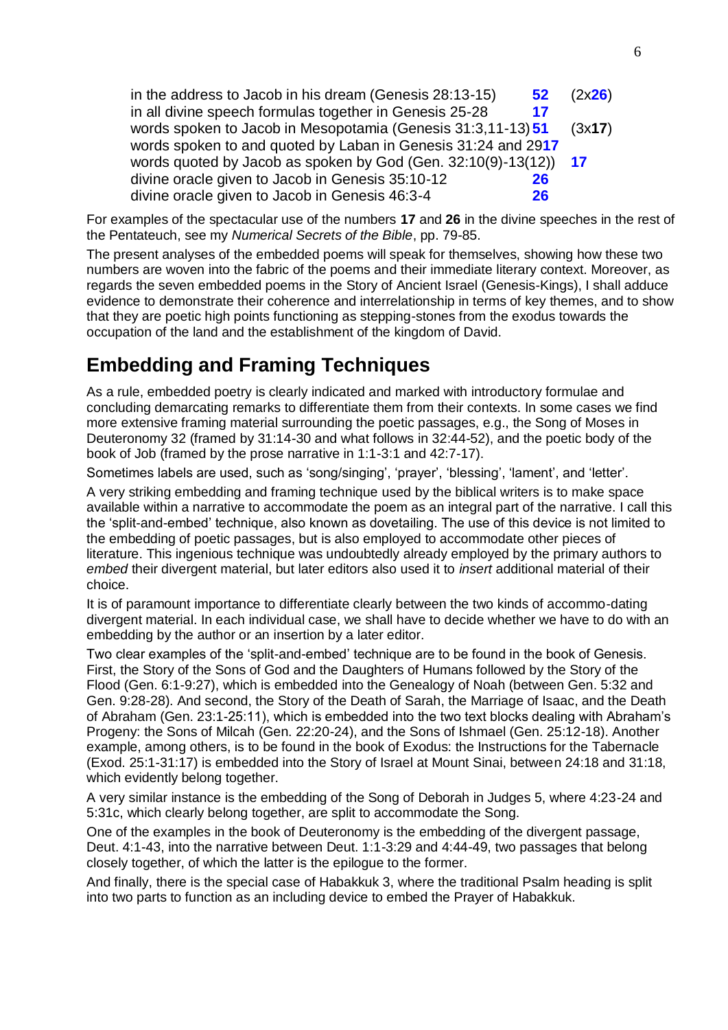| | | |
|---|---|---|
| in the address to Jacob in his dream (Genesis 28:13-15) | **52** | (2x**26**) |
| in all divine speech formulas together in Genesis 25-28 | **17** | |
| words spoken to Jacob in Mesopotamia (Genesis 31:3,11-13) | **51** | (3x**17**) |
| words spoken to and quoted by Laban in Genesis 31:24 and 29 | **17** | |
| words quoted by Jacob as spoken by God (Gen. 32:10(9)-13(12)) | **17** | |
| divine oracle given to Jacob in Genesis 35:10-12 | **26** | |
| divine oracle given to Jacob in Genesis 46:3-4 | **26** | |

For examples of the spectacular use of the numbers **17** and **26** in the divine speeches in the rest of the Pentateuch, see my *Numerical Secrets of the Bible*, pp. 79-85.

The present analyses of the embedded poems will speak for themselves, showing how these two numbers are woven into the fabric of the poems and their immediate literary context. Moreover, as regards the seven embedded poems in the Story of Ancient Israel (Genesis-Kings), I shall adduce evidence to demonstrate their coherence and interrelationship in terms of key themes, and to show that they are poetic high points functioning as stepping-stones from the exodus towards the occupation of the land and the establishment of the kingdom of David.

## Embedding and Framing Techniques

As a rule, embedded poetry is clearly indicated and marked with introductory formulae and concluding demarcating remarks to differentiate them from their contexts. In some cases we find more extensive framing material surrounding the poetic passages, e.g., the Song of Moses in Deuteronomy 32 (framed by 31:14-30 and what follows in 32:44-52), and the poetic body of the book of Job (framed by the prose narrative in 1:1-3:1 and 42:7-17).

Sometimes labels are used, such as 'song/singing', 'prayer', 'blessing', 'lament', and 'letter'.

A very striking embedding and framing technique used by the biblical writers is to make space available within a narrative to accommodate the poem as an integral part of the narrative. I call this the 'split-and-embed' technique, also known as dovetailing. The use of this device is not limited to the embedding of poetic passages, but is also employed to accommodate other pieces of literature. This ingenious technique was undoubtedly already employed by the primary authors to *embed* their divergent material, but later editors also used it to *insert* additional material of their choice.

It is of paramount importance to differentiate clearly between the two kinds of accommo-dating divergent material. In each individual case, we shall have to decide whether we have to do with an embedding by the author or an insertion by a later editor.

Two clear examples of the 'split-and-embed' technique are to be found in the book of Genesis. First, the Story of the Sons of God and the Daughters of Humans followed by the Story of the Flood (Gen. 6:1-9:27), which is embedded into the Genealogy of Noah (between Gen. 5:32 and Gen. 9:28-28). And second, the Story of the Death of Sarah, the Marriage of Isaac, and the Death of Abraham (Gen. 23:1-25:11), which is embedded into the two text blocks dealing with Abraham's Progeny: the Sons of Milcah (Gen. 22:20-24), and the Sons of Ishmael (Gen. 25:12-18). Another example, among others, is to be found in the book of Exodus: the Instructions for the Tabernacle (Exod. 25:1-31:17) is embedded into the Story of Israel at Mount Sinai, between 24:18 and 31:18, which evidently belong together.

A very similar instance is the embedding of the Song of Deborah in Judges 5, where 4:23-24 and 5:31c, which clearly belong together, are split to accommodate the Song.

One of the examples in the book of Deuteronomy is the embedding of the divergent passage, Deut. 4:1-43, into the narrative between Deut. 1:1-3:29 and 4:44-49, two passages that belong closely together, of which the latter is the epilogue to the former.

And finally, there is the special case of Habakkuk 3, where the traditional Psalm heading is split into two parts to function as an including device to embed the Prayer of Habakkuk.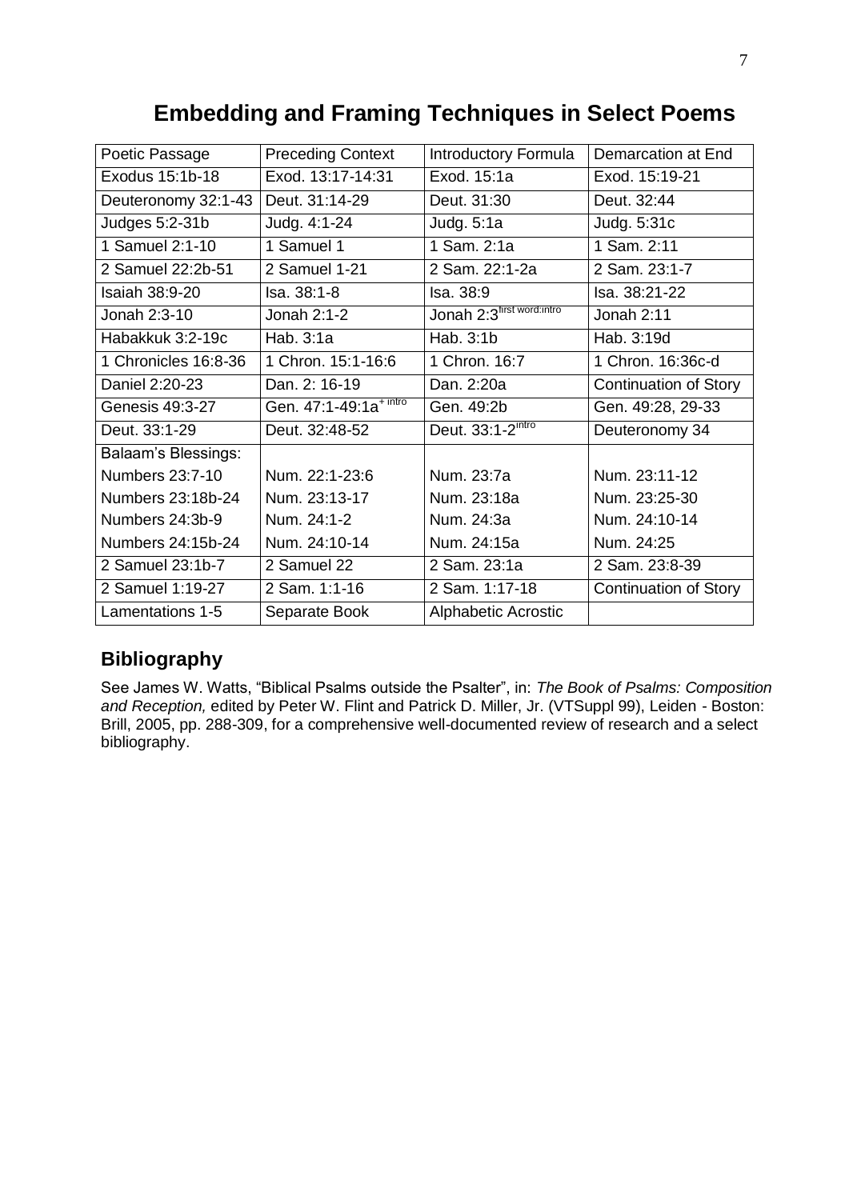# Embedding and Framing Techniques in Select Poems

| Poetic Passage | Preceding Context | Introductory Formula | Demarcation at End |
|---|---|---|---|
| Exodus 15:1b-18 | Exod. 13:17-14:31 | Exod. 15:1a | Exod. 15:19-21 |
| Deuteronomy 32:1-43 | Deut. 31:14-29 | Deut. 31:30 | Deut. 32:44 |
| Judges 5:2-31b | Judg. 4:1-24 | Judg. 5:1a | Judg. 5:31c |
| 1 Samuel 2:1-10 | 1 Samuel 1 | 1 Sam. 2:1a | 1 Sam. 2:11 |
| 2 Samuel 22:2b-51 | 2 Samuel 1-21 | 2 Sam. 22:1-2a | 2 Sam. 23:1-7 |
| Isaiah 38:9-20 | Isa. 38:1-8 | Isa. 38:9 | Isa. 38:21-22 |
| Jonah 2:3-10 | Jonah 2:1-2 | Jonah 2:3^first word:intro | Jonah 2:11 |
| Habakkuk 3:2-19c | Hab. 3:1a | Hab. 3:1b | Hab. 3:19d |
| 1 Chronicles 16:8-36 | 1 Chron. 15:1-16:6 | 1 Chron. 16:7 | 1 Chron. 16:36c-d |
| Daniel 2:20-23 | Dan. 2: 16-19 | Dan. 2:20a | Continuation of Story |
| Genesis 49:3-27 | Gen. 47:1-49:1a^+ intro | Gen. 49:2b | Gen. 49:28, 29-33 |
| Deut. 33:1-29 | Deut. 32:48-52 | Deut. 33:1-2^intro | Deuteronomy 34 |
| Balaam's Blessings: | | | |
| Numbers 23:7-10 | Num. 22:1-23:6 | Num. 23:7a | Num. 23:11-12 |
| Numbers 23:18b-24 | Num. 23:13-17 | Num. 23:18a | Num. 23:25-30 |
| Numbers 24:3b-9 | Num. 24:1-2 | Num. 24:3a | Num. 24:10-14 |
| Numbers 24:15b-24 | Num. 24:10-14 | Num. 24:15a | Num. 24:25 |
| 2 Samuel 23:1b-7 | 2 Samuel 22 | 2 Sam. 23:1a | 2 Sam. 23:8-39 |
| 2 Samuel 1:19-27 | 2 Sam. 1:1-16 | 2 Sam. 1:17-18 | Continuation of Story |
| Lamentations 1-5 | Separate Book | Alphabetic Acrostic | |

## Bibliography

See James W. Watts, "Biblical Psalms outside the Psalter", in: *The Book of Psalms: Composition and Reception,* edited by Peter W. Flint and Patrick D. Miller, Jr. (VTSuppl 99), Leiden - Boston: Brill, 2005, pp. 288-309, for a comprehensive well-documented review of research and a select bibliography.